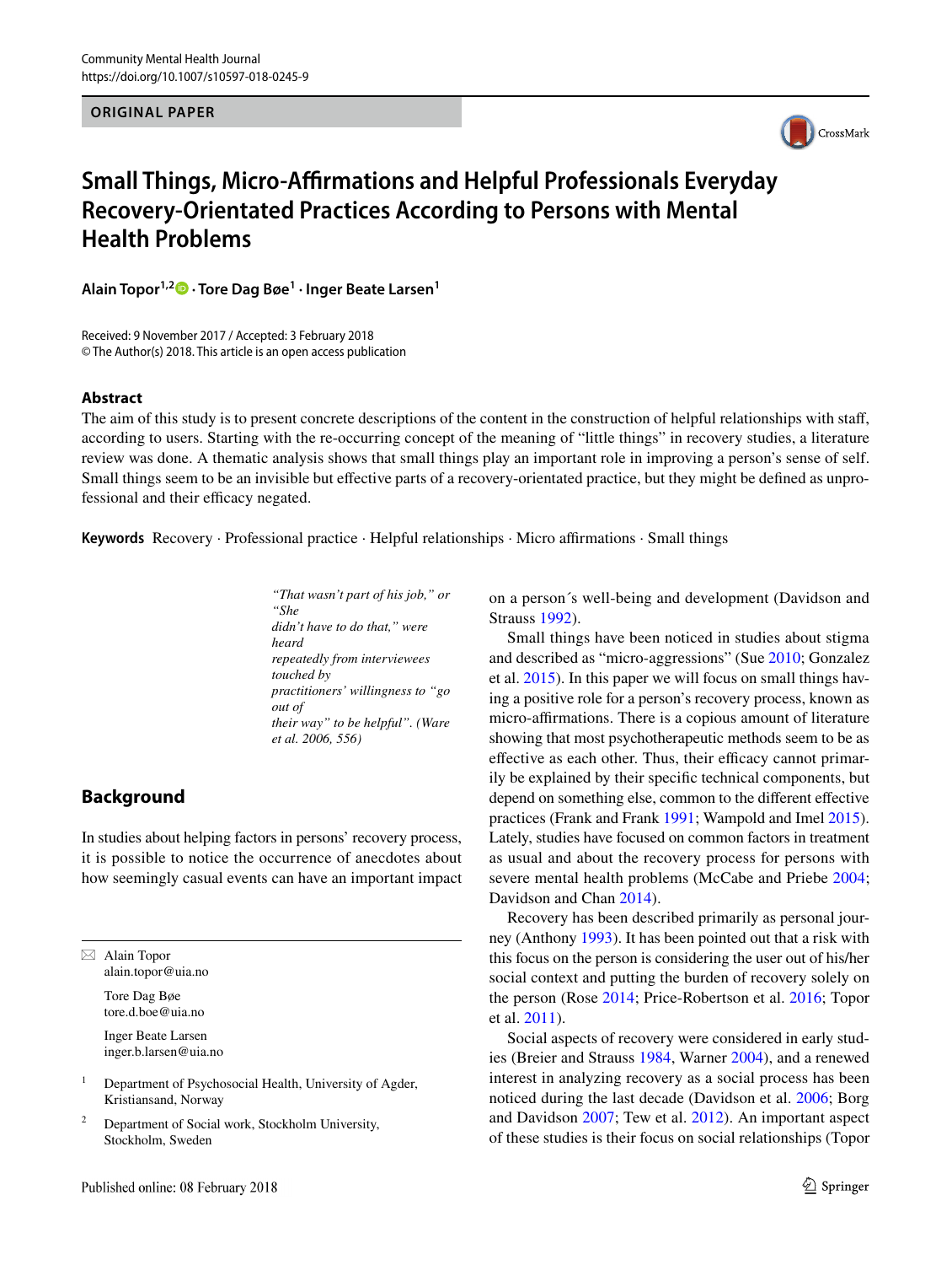ORIGINAL PAPER

# Small Things, Micro-Affirmations and Helpful Professionals Everyday Recovery-Orientated Practices According to Persons with Mental Health Problems

**Alain Topor[1,2] · Tore Dag Bøe[1] · Inger Beate Larsen[1]**

Received: 9 November 2017 / Accepted: 3 February 2018
© The Author(s) 2018. This article is an open access publication

## Abstract

The aim of this study is to present concrete descriptions of the content in the construction of helpful relationships with staff, according to users. Starting with the re-occurring concept of the meaning of "little things" in recovery studies, a literature review was done. A thematic analysis shows that small things play an important role in improving a person's sense of self. Small things seem to be an invisible but effective parts of a recovery-orientated practice, but they might be defined as unprofessional and their efficacy negated.

**Keywords** Recovery · Professional practice · Helpful relationships · Micro affirmations · Small things

*"That wasn't part of his job," or "She didn't have to do that," were heard repeatedly from interviewees touched by practitioners' willingness to "go out of their way" to be helpful". (Ware et al. 2006, 556)*

## Background

In studies about helping factors in persons' recovery process, it is possible to notice the occurrence of anecdotes about how seemingly casual events can have an important impact on a person´s well-being and development (Davidson and Strauss 1992).

Small things have been noticed in studies about stigma and described as "micro-aggressions" (Sue 2010; Gonzalez et al. 2015). In this paper we will focus on small things having a positive role for a person's recovery process, known as micro-affirmations. There is a copious amount of literature showing that most psychotherapeutic methods seem to be as effective as each other. Thus, their efficacy cannot primarily be explained by their specific technical components, but depend on something else, common to the different effective practices (Frank and Frank 1991; Wampold and Imel 2015). Lately, studies have focused on common factors in treatment as usual and about the recovery process for persons with severe mental health problems (McCabe and Priebe 2004; Davidson and Chan 2014).

Recovery has been described primarily as personal journey (Anthony 1993). It has been pointed out that a risk with this focus on the person is considering the user out of his/her social context and putting the burden of recovery solely on the person (Rose 2014; Price-Robertson et al. 2016; Topor et al. 2011).

Social aspects of recovery were considered in early studies (Breier and Strauss 1984, Warner 2004), and a renewed interest in analyzing recovery as a social process has been noticed during the last decade (Davidson et al. 2006; Borg and Davidson 2007; Tew et al. 2012). An important aspect of these studies is their focus on social relationships (Topor

---

✉ Alain Topor
alain.topor@uia.no

Tore Dag Bøe
tore.d.boe@uia.no

Inger Beate Larsen
inger.b.larsen@uia.no

[1] Department of Psychosocial Health, University of Agder, Kristiansand, Norway

[2] Department of Social work, Stockholm University, Stockholm, Sweden

Published online: 08 February 2018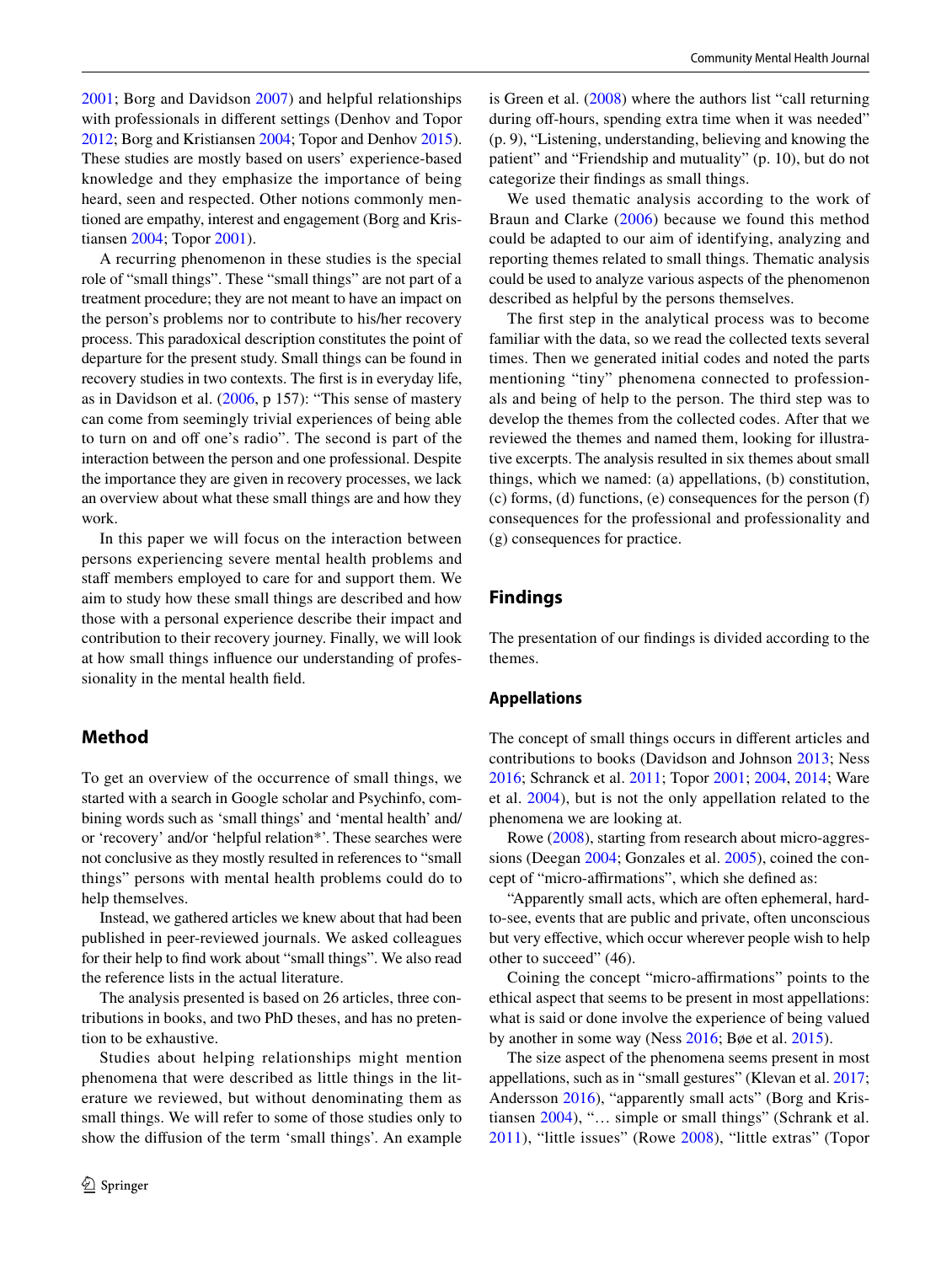2001; Borg and Davidson 2007) and helpful relationships with professionals in different settings (Denhov and Topor 2012; Borg and Kristiansen 2004; Topor and Denhov 2015). These studies are mostly based on users' experience-based knowledge and they emphasize the importance of being heard, seen and respected. Other notions commonly mentioned are empathy, interest and engagement (Borg and Kristiansen 2004; Topor 2001).

A recurring phenomenon in these studies is the special role of "small things". These "small things" are not part of a treatment procedure; they are not meant to have an impact on the person's problems nor to contribute to his/her recovery process. This paradoxical description constitutes the point of departure for the present study. Small things can be found in recovery studies in two contexts. The first is in everyday life, as in Davidson et al. (2006, p 157): "This sense of mastery can come from seemingly trivial experiences of being able to turn on and off one's radio". The second is part of the interaction between the person and one professional. Despite the importance they are given in recovery processes, we lack an overview about what these small things are and how they work.

In this paper we will focus on the interaction between persons experiencing severe mental health problems and staff members employed to care for and support them. We aim to study how these small things are described and how those with a personal experience describe their impact and contribution to their recovery journey. Finally, we will look at how small things influence our understanding of professionality in the mental health field.

## Method

To get an overview of the occurrence of small things, we started with a search in Google scholar and Psychinfo, combining words such as 'small things' and 'mental health' and/or 'recovery' and/or 'helpful relation*'. These searches were not conclusive as they mostly resulted in references to "small things" persons with mental health problems could do to help themselves.

Instead, we gathered articles we knew about that had been published in peer-reviewed journals. We asked colleagues for their help to find work about "small things". We also read the reference lists in the actual literature.

The analysis presented is based on 26 articles, three contributions in books, and two PhD theses, and has no pretention to be exhaustive.

Studies about helping relationships might mention phenomena that were described as little things in the literature we reviewed, but without denominating them as small things. We will refer to some of those studies only to show the diffusion of the term 'small things'. An example is Green et al. (2008) where the authors list "call returning during off-hours, spending extra time when it was needed" (p. 9), "Listening, understanding, believing and knowing the patient" and "Friendship and mutuality" (p. 10), but do not categorize their findings as small things.

We used thematic analysis according to the work of Braun and Clarke (2006) because we found this method could be adapted to our aim of identifying, analyzing and reporting themes related to small things. Thematic analysis could be used to analyze various aspects of the phenomenon described as helpful by the persons themselves.

The first step in the analytical process was to become familiar with the data, so we read the collected texts several times. Then we generated initial codes and noted the parts mentioning "tiny" phenomena connected to professionals and being of help to the person. The third step was to develop the themes from the collected codes. After that we reviewed the themes and named them, looking for illustrative excerpts. The analysis resulted in six themes about small things, which we named: (a) appellations, (b) constitution, (c) forms, (d) functions, (e) consequences for the person (f) consequences for the professional and professionality and (g) consequences for practice.

## Findings

The presentation of our findings is divided according to the themes.

### Appellations

The concept of small things occurs in different articles and contributions to books (Davidson and Johnson 2013; Ness 2016; Schranck et al. 2011; Topor 2001; 2004, 2014; Ware et al. 2004), but is not the only appellation related to the phenomena we are looking at.

Rowe (2008), starting from research about micro-aggressions (Deegan 2004; Gonzales et al. 2005), coined the concept of "micro-affirmations", which she defined as:

"Apparently small acts, which are often ephemeral, hard-to-see, events that are public and private, often unconscious but very effective, which occur wherever people wish to help other to succeed" (46).

Coining the concept "micro-affirmations" points to the ethical aspect that seems to be present in most appellations: what is said or done involve the experience of being valued by another in some way (Ness 2016; Bøe et al. 2015).

The size aspect of the phenomena seems present in most appellations, such as in "small gestures" (Klevan et al. 2017; Andersson 2016), "apparently small acts" (Borg and Kristiansen 2004), "… simple or small things" (Schrank et al. 2011), "little issues" (Rowe 2008), "little extras" (Topor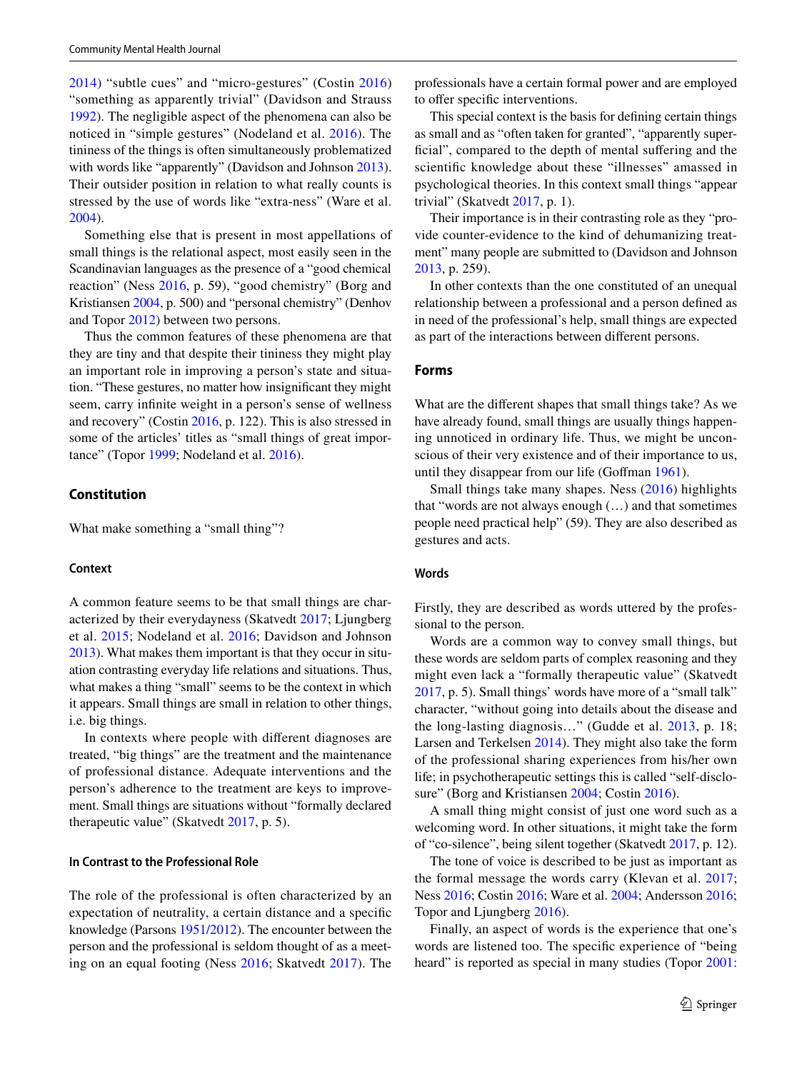2014) "subtle cues" and "micro-gestures" (Costin 2016) "something as apparently trivial" (Davidson and Strauss 1992). The negligible aspect of the phenomena can also be noticed in "simple gestures" (Nodeland et al. 2016). The tininess of the things is often simultaneously problematized with words like "apparently" (Davidson and Johnson 2013). Their outsider position in relation to what really counts is stressed by the use of words like "extra-ness" (Ware et al. 2004).

Something else that is present in most appellations of small things is the relational aspect, most easily seen in the Scandinavian languages as the presence of a "good chemical reaction" (Ness 2016, p. 59), "good chemistry" (Borg and Kristiansen 2004, p. 500) and "personal chemistry" (Denhov and Topor 2012) between two persons.

Thus the common features of these phenomena are that they are tiny and that despite their tininess they might play an important role in improving a person's state and situation. "These gestures, no matter how insignificant they might seem, carry infinite weight in a person's sense of wellness and recovery" (Costin 2016, p. 122). This is also stressed in some of the articles' titles as "small things of great importance" (Topor 1999; Nodeland et al. 2016).

## Constitution

What make something a "small thing"?

### Context

A common feature seems to be that small things are characterized by their everydayness (Skatvedt 2017; Ljungberg et al. 2015; Nodeland et al. 2016; Davidson and Johnson 2013). What makes them important is that they occur in situation contrasting everyday life relations and situations. Thus, what makes a thing "small" seems to be the context in which it appears. Small things are small in relation to other things, i.e. big things.

In contexts where people with different diagnoses are treated, "big things" are the treatment and the maintenance of professional distance. Adequate interventions and the person's adherence to the treatment are keys to improvement. Small things are situations without "formally declared therapeutic value" (Skatvedt 2017, p. 5).

### In Contrast to the Professional Role

The role of the professional is often characterized by an expectation of neutrality, a certain distance and a specific knowledge (Parsons 1951/2012). The encounter between the person and the professional is seldom thought of as a meeting on an equal footing (Ness 2016; Skatvedt 2017). The professionals have a certain formal power and are employed to offer specific interventions.

This special context is the basis for defining certain things as small and as "often taken for granted", "apparently superficial", compared to the depth of mental suffering and the scientific knowledge about these "illnesses" amassed in psychological theories. In this context small things "appear trivial" (Skatvedt 2017, p. 1).

Their importance is in their contrasting role as they "provide counter-evidence to the kind of dehumanizing treatment" many people are submitted to (Davidson and Johnson 2013, p. 259).

In other contexts than the one constituted of an unequal relationship between a professional and a person defined as in need of the professional's help, small things are expected as part of the interactions between different persons.

## Forms

What are the different shapes that small things take? As we have already found, small things are usually things happening unnoticed in ordinary life. Thus, we might be unconscious of their very existence and of their importance to us, until they disappear from our life (Goffman 1961).

Small things take many shapes. Ness (2016) highlights that "words are not always enough (…) and that sometimes people need practical help" (59). They are also described as gestures and acts.

### Words

Firstly, they are described as words uttered by the professional to the person.

Words are a common way to convey small things, but these words are seldom parts of complex reasoning and they might even lack a "formally therapeutic value" (Skatvedt 2017, p. 5). Small things' words have more of a "small talk" character, "without going into details about the disease and the long-lasting diagnosis…" (Gudde et al. 2013, p. 18; Larsen and Terkelsen 2014). They might also take the form of the professional sharing experiences from his/her own life; in psychotherapeutic settings this is called "self-disclosure" (Borg and Kristiansen 2004; Costin 2016).

A small thing might consist of just one word such as a welcoming word. In other situations, it might take the form of "co-silence", being silent together (Skatvedt 2017, p. 12).

The tone of voice is described to be just as important as the formal message the words carry (Klevan et al. 2017; Ness 2016; Costin 2016; Ware et al. 2004; Andersson 2016; Topor and Ljungberg 2016).

Finally, an aspect of words is the experience that one's words are listened too. The specific experience of "being heard" is reported as special in many studies (Topor 2001: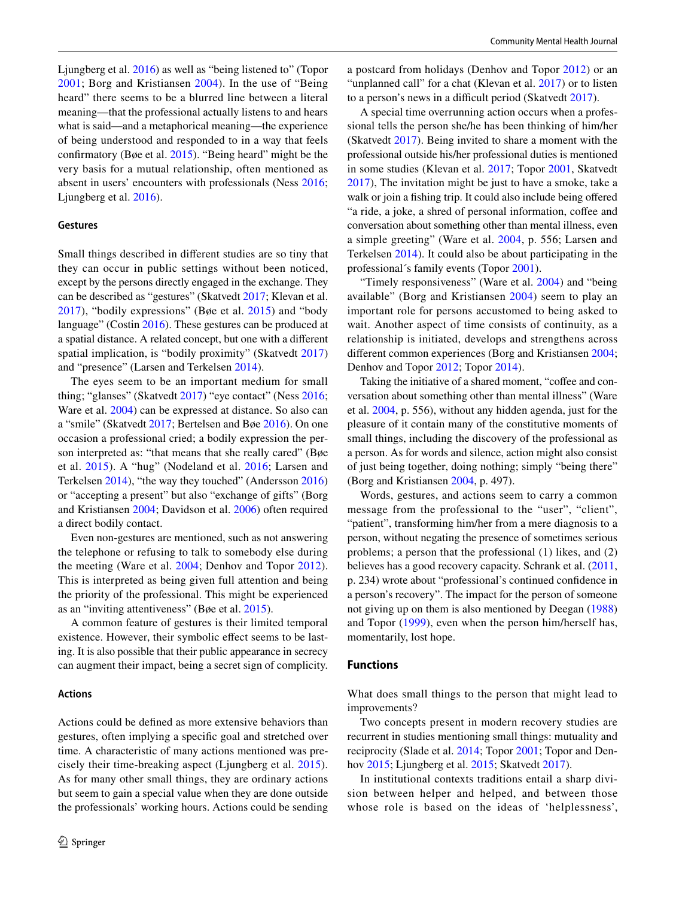Ljungberg et al. 2016) as well as "being listened to" (Topor 2001; Borg and Kristiansen 2004). In the use of "Being heard" there seems to be a blurred line between a literal meaning—that the professional actually listens to and hears what is said—and a metaphorical meaning—the experience of being understood and responded to in a way that feels confirmatory (Bøe et al. 2015). "Being heard" might be the very basis for a mutual relationship, often mentioned as absent in users' encounters with professionals (Ness 2016; Ljungberg et al. 2016).

### Gestures

Small things described in different studies are so tiny that they can occur in public settings without been noticed, except by the persons directly engaged in the exchange. They can be described as "gestures" (Skatvedt 2017; Klevan et al. 2017), "bodily expressions" (Bøe et al. 2015) and "body language" (Costin 2016). These gestures can be produced at a spatial distance. A related concept, but one with a different spatial implication, is "bodily proximity" (Skatvedt 2017) and "presence" (Larsen and Terkelsen 2014).

The eyes seem to be an important medium for small thing; "glanses" (Skatvedt 2017) "eye contact" (Ness 2016; Ware et al. 2004) can be expressed at distance. So also can a "smile" (Skatvedt 2017; Bertelsen and Bøe 2016). On one occasion a professional cried; a bodily expression the person interpreted as: "that means that she really cared" (Bøe et al. 2015). A "hug" (Nodeland et al. 2016; Larsen and Terkelsen 2014), "the way they touched" (Andersson 2016) or "accepting a present" but also "exchange of gifts" (Borg and Kristiansen 2004; Davidson et al. 2006) often required a direct bodily contact.

Even non-gestures are mentioned, such as not answering the telephone or refusing to talk to somebody else during the meeting (Ware et al. 2004; Denhov and Topor 2012). This is interpreted as being given full attention and being the priority of the professional. This might be experienced as an "inviting attentiveness" (Bøe et al. 2015).

A common feature of gestures is their limited temporal existence. However, their symbolic effect seems to be lasting. It is also possible that their public appearance in secrecy can augment their impact, being a secret sign of complicity.

### Actions

Actions could be defined as more extensive behaviors than gestures, often implying a specific goal and stretched over time. A characteristic of many actions mentioned was precisely their time-breaking aspect (Ljungberg et al. 2015). As for many other small things, they are ordinary actions but seem to gain a special value when they are done outside the professionals' working hours. Actions could be sending a postcard from holidays (Denhov and Topor 2012) or an "unplanned call" for a chat (Klevan et al. 2017) or to listen to a person's news in a difficult period (Skatvedt 2017).

A special time overrunning action occurs when a professional tells the person she/he has been thinking of him/her (Skatvedt 2017). Being invited to share a moment with the professional outside his/her professional duties is mentioned in some studies (Klevan et al. 2017; Topor 2001, Skatvedt 2017), The invitation might be just to have a smoke, take a walk or join a fishing trip. It could also include being offered "a ride, a joke, a shred of personal information, coffee and conversation about something other than mental illness, even a simple greeting" (Ware et al. 2004, p. 556; Larsen and Terkelsen 2014). It could also be about participating in the professional´s family events (Topor 2001).

"Timely responsiveness" (Ware et al. 2004) and "being available" (Borg and Kristiansen 2004) seem to play an important role for persons accustomed to being asked to wait. Another aspect of time consists of continuity, as a relationship is initiated, develops and strengthens across different common experiences (Borg and Kristiansen 2004; Denhov and Topor 2012; Topor 2014).

Taking the initiative of a shared moment, "coffee and conversation about something other than mental illness" (Ware et al. 2004, p. 556), without any hidden agenda, just for the pleasure of it contain many of the constitutive moments of small things, including the discovery of the professional as a person. As for words and silence, action might also consist of just being together, doing nothing; simply "being there" (Borg and Kristiansen 2004, p. 497).

Words, gestures, and actions seem to carry a common message from the professional to the "user", "client", "patient", transforming him/her from a mere diagnosis to a person, without negating the presence of sometimes serious problems; a person that the professional (1) likes, and (2) believes has a good recovery capacity. Schrank et al. (2011, p. 234) wrote about "professional's continued confidence in a person's recovery". The impact for the person of someone not giving up on them is also mentioned by Deegan (1988) and Topor (1999), even when the person him/herself has, momentarily, lost hope.

## Functions

What does small things to the person that might lead to improvements?

Two concepts present in modern recovery studies are recurrent in studies mentioning small things: mutuality and reciprocity (Slade et al. 2014; Topor 2001; Topor and Denhov 2015; Ljungberg et al. 2015; Skatvedt 2017).

In institutional contexts traditions entail a sharp division between helper and helped, and between those whose role is based on the ideas of 'helplessness',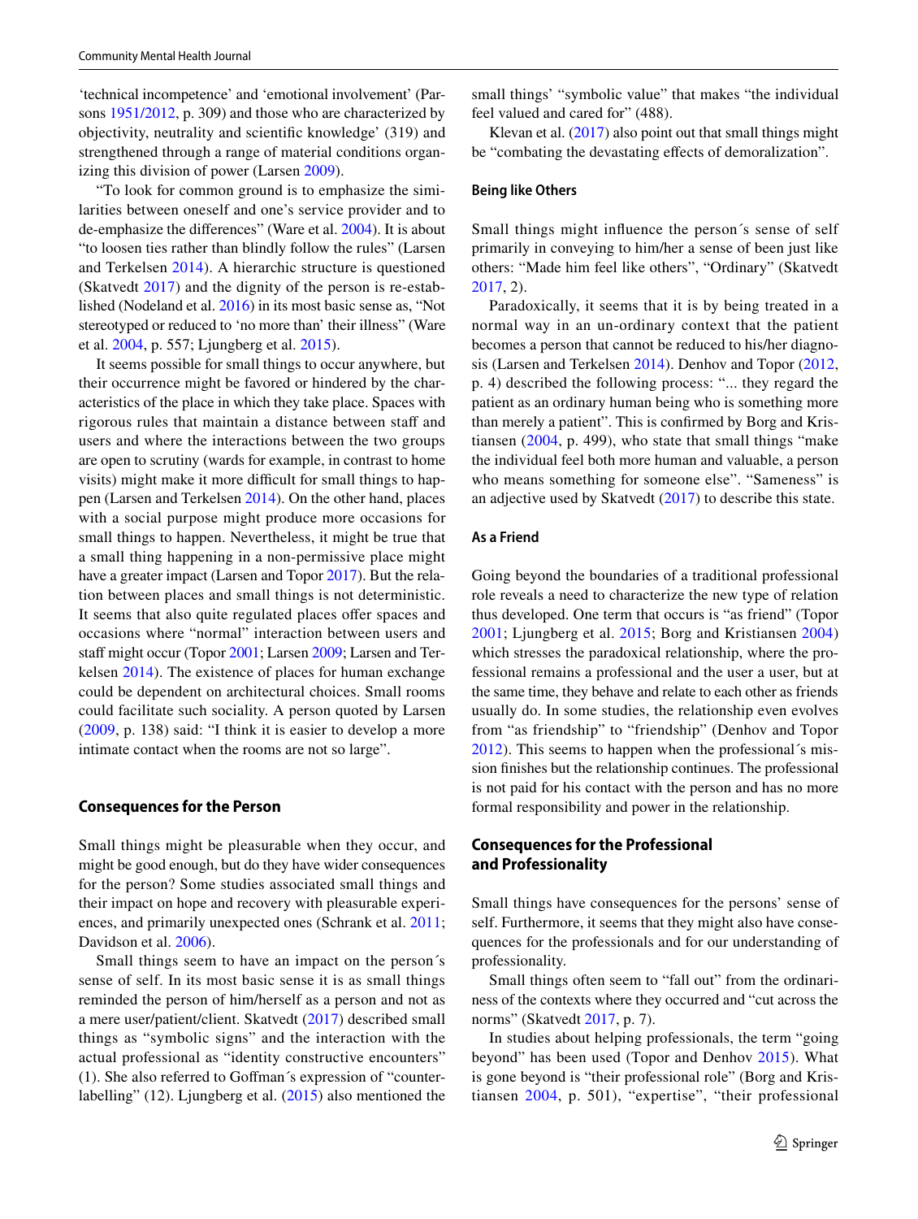'technical incompetence' and 'emotional involvement' (Parsons 1951/2012, p. 309) and those who are characterized by objectivity, neutrality and scientific knowledge' (319) and strengthened through a range of material conditions organizing this division of power (Larsen 2009).

"To look for common ground is to emphasize the similarities between oneself and one's service provider and to de-emphasize the differences" (Ware et al. 2004). It is about "to loosen ties rather than blindly follow the rules" (Larsen and Terkelsen 2014). A hierarchic structure is questioned (Skatvedt 2017) and the dignity of the person is re-established (Nodeland et al. 2016) in its most basic sense as, "Not stereotyped or reduced to 'no more than' their illness" (Ware et al. 2004, p. 557; Ljungberg et al. 2015).

It seems possible for small things to occur anywhere, but their occurrence might be favored or hindered by the characteristics of the place in which they take place. Spaces with rigorous rules that maintain a distance between staff and users and where the interactions between the two groups are open to scrutiny (wards for example, in contrast to home visits) might make it more difficult for small things to happen (Larsen and Terkelsen 2014). On the other hand, places with a social purpose might produce more occasions for small things to happen. Nevertheless, it might be true that a small thing happening in a non-permissive place might have a greater impact (Larsen and Topor 2017). But the relation between places and small things is not deterministic. It seems that also quite regulated places offer spaces and occasions where "normal" interaction between users and staff might occur (Topor 2001; Larsen 2009; Larsen and Terkelsen 2014). The existence of places for human exchange could be dependent on architectural choices. Small rooms could facilitate such sociality. A person quoted by Larsen (2009, p. 138) said: "I think it is easier to develop a more intimate contact when the rooms are not so large".

## Consequences for the Person

Small things might be pleasurable when they occur, and might be good enough, but do they have wider consequences for the person? Some studies associated small things and their impact on hope and recovery with pleasurable experiences, and primarily unexpected ones (Schrank et al. 2011; Davidson et al. 2006).

Small things seem to have an impact on the person´s sense of self. In its most basic sense it is as small things reminded the person of him/herself as a person and not as a mere user/patient/client. Skatvedt (2017) described small things as "symbolic signs" and the interaction with the actual professional as "identity constructive encounters" (1). She also referred to Goffman´s expression of "counter-labelling" (12). Ljungberg et al. (2015) also mentioned the small things' "symbolic value" that makes "the individual feel valued and cared for" (488).

Klevan et al. (2017) also point out that small things might be "combating the devastating effects of demoralization".

### Being like Others

Small things might influence the person´s sense of self primarily in conveying to him/her a sense of been just like others: "Made him feel like others", "Ordinary" (Skatvedt 2017, 2).

Paradoxically, it seems that it is by being treated in a normal way in an un-ordinary context that the patient becomes a person that cannot be reduced to his/her diagnosis (Larsen and Terkelsen 2014). Denhov and Topor (2012, p. 4) described the following process: "... they regard the patient as an ordinary human being who is something more than merely a patient". This is confirmed by Borg and Kristiansen (2004, p. 499), who state that small things "make the individual feel both more human and valuable, a person who means something for someone else". "Sameness" is an adjective used by Skatvedt (2017) to describe this state.

### As a Friend

Going beyond the boundaries of a traditional professional role reveals a need to characterize the new type of relation thus developed. One term that occurs is "as friend" (Topor 2001; Ljungberg et al. 2015; Borg and Kristiansen 2004) which stresses the paradoxical relationship, where the professional remains a professional and the user a user, but at the same time, they behave and relate to each other as friends usually do. In some studies, the relationship even evolves from "as friendship" to "friendship" (Denhov and Topor 2012). This seems to happen when the professional´s mission finishes but the relationship continues. The professional is not paid for his contact with the person and has no more formal responsibility and power in the relationship.

## Consequences for the Professional and Professionality

Small things have consequences for the persons' sense of self. Furthermore, it seems that they might also have consequences for the professionals and for our understanding of professionality.

Small things often seem to "fall out" from the ordinariness of the contexts where they occurred and "cut across the norms" (Skatvedt 2017, p. 7).

In studies about helping professionals, the term "going beyond" has been used (Topor and Denhov 2015). What is gone beyond is "their professional role" (Borg and Kristiansen 2004, p. 501), "expertise", "their professional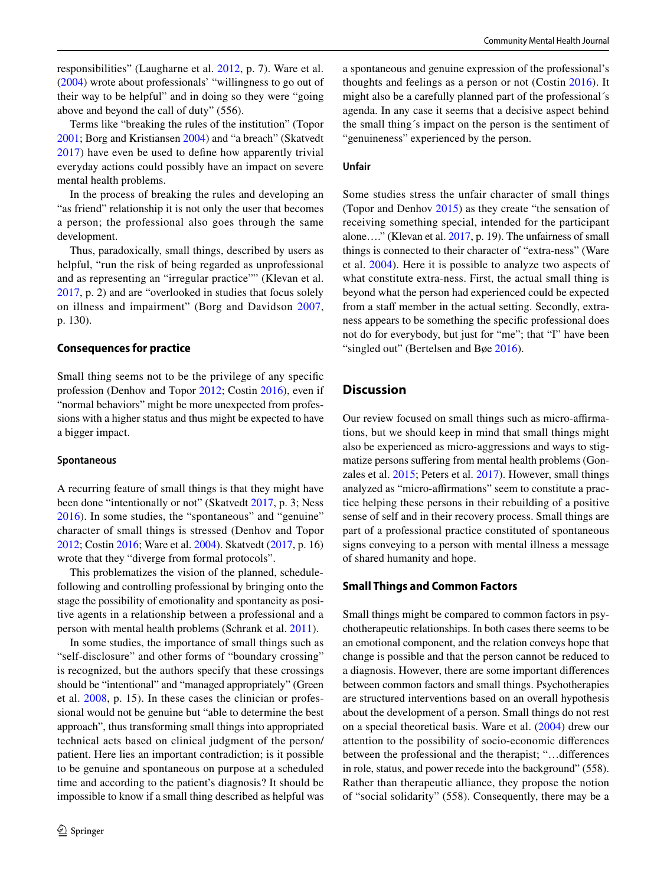responsibilities" (Laugharne et al. 2012, p. 7). Ware et al. (2004) wrote about professionals' "willingness to go out of their way to be helpful" and in doing so they were "going above and beyond the call of duty" (556).

Terms like "breaking the rules of the institution" (Topor 2001; Borg and Kristiansen 2004) and "a breach" (Skatvedt 2017) have even be used to define how apparently trivial everyday actions could possibly have an impact on severe mental health problems.

In the process of breaking the rules and developing an "as friend" relationship it is not only the user that becomes a person; the professional also goes through the same development.

Thus, paradoxically, small things, described by users as helpful, "run the risk of being regarded as unprofessional and as representing an "irregular practice"" (Klevan et al. 2017, p. 2) and are "overlooked in studies that focus solely on illness and impairment" (Borg and Davidson 2007, p. 130).

### Consequences for practice

Small thing seems not to be the privilege of any specific profession (Denhov and Topor 2012; Costin 2016), even if "normal behaviors" might be more unexpected from professions with a higher status and thus might be expected to have a bigger impact.

#### Spontaneous

A recurring feature of small things is that they might have been done "intentionally or not" (Skatvedt 2017, p. 3; Ness 2016). In some studies, the "spontaneous" and "genuine" character of small things is stressed (Denhov and Topor 2012; Costin 2016; Ware et al. 2004). Skatvedt (2017, p. 16) wrote that they "diverge from formal protocols".

This problematizes the vision of the planned, schedule-following and controlling professional by bringing onto the stage the possibility of emotionality and spontaneity as positive agents in a relationship between a professional and a person with mental health problems (Schrank et al. 2011).

In some studies, the importance of small things such as "self-disclosure" and other forms of "boundary crossing" is recognized, but the authors specify that these crossings should be "intentional" and "managed appropriately" (Green et al. 2008, p. 15). In these cases the clinician or professional would not be genuine but "able to determine the best approach", thus transforming small things into appropriated technical acts based on clinical judgment of the person/patient. Here lies an important contradiction; is it possible to be genuine and spontaneous on purpose at a scheduled time and according to the patient's diagnosis? It should be impossible to know if a small thing described as helpful was a spontaneous and genuine expression of the professional's thoughts and feelings as a person or not (Costin 2016). It might also be a carefully planned part of the professional´s agenda. In any case it seems that a decisive aspect behind the small thing´s impact on the person is the sentiment of "genuineness" experienced by the person.

#### Unfair

Some studies stress the unfair character of small things (Topor and Denhov 2015) as they create "the sensation of receiving something special, intended for the participant alone…." (Klevan et al. 2017, p. 19). The unfairness of small things is connected to their character of "extra-ness" (Ware et al. 2004). Here it is possible to analyze two aspects of what constitute extra-ness. First, the actual small thing is beyond what the person had experienced could be expected from a staff member in the actual setting. Secondly, extra-ness appears to be something the specific professional does not do for everybody, but just for "me"; that "I" have been "singled out" (Bertelsen and Bøe 2016).

## Discussion

Our review focused on small things such as micro-affirmations, but we should keep in mind that small things might also be experienced as micro-aggressions and ways to stigmatize persons suffering from mental health problems (Gonzales et al. 2015; Peters et al. 2017). However, small things analyzed as "micro-affirmations" seem to constitute a practice helping these persons in their rebuilding of a positive sense of self and in their recovery process. Small things are part of a professional practice constituted of spontaneous signs conveying to a person with mental illness a message of shared humanity and hope.

### Small Things and Common Factors

Small things might be compared to common factors in psychotherapeutic relationships. In both cases there seems to be an emotional component, and the relation conveys hope that change is possible and that the person cannot be reduced to a diagnosis. However, there are some important differences between common factors and small things. Psychotherapies are structured interventions based on an overall hypothesis about the development of a person. Small things do not rest on a special theoretical basis. Ware et al. (2004) drew our attention to the possibility of socio-economic differences between the professional and the therapist; "…differences in role, status, and power recede into the background" (558). Rather than therapeutic alliance, they propose the notion of "social solidarity" (558). Consequently, there may be a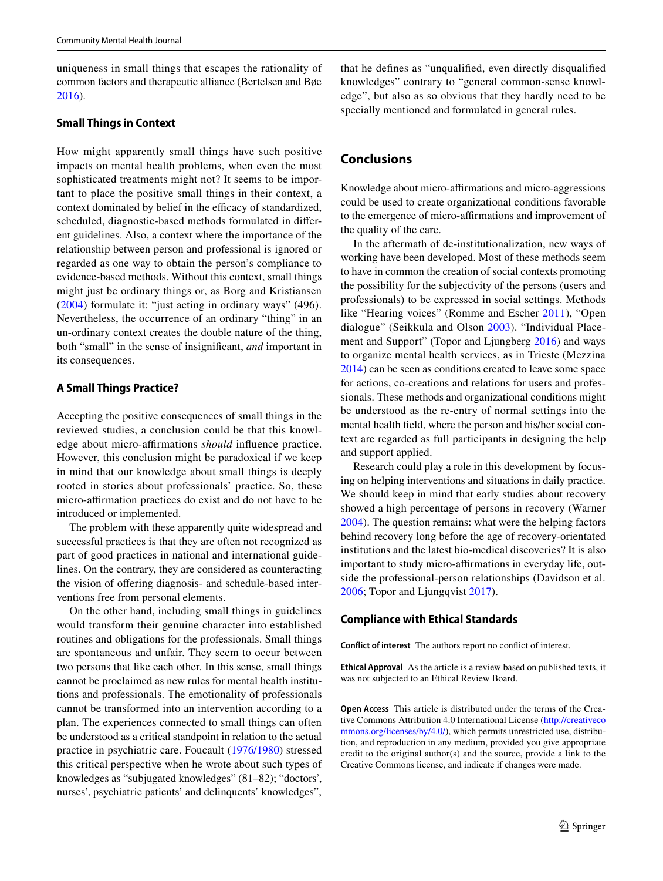uniqueness in small things that escapes the rationality of common factors and therapeutic alliance (Bertelsen and Bøe 2016).

### Small Things in Context

How might apparently small things have such positive impacts on mental health problems, when even the most sophisticated treatments might not? It seems to be important to place the positive small things in their context, a context dominated by belief in the efficacy of standardized, scheduled, diagnostic-based methods formulated in different guidelines. Also, a context where the importance of the relationship between person and professional is ignored or regarded as one way to obtain the person's compliance to evidence-based methods. Without this context, small things might just be ordinary things or, as Borg and Kristiansen (2004) formulate it: "just acting in ordinary ways" (496). Nevertheless, the occurrence of an ordinary "thing" in an un-ordinary context creates the double nature of the thing, both "small" in the sense of insignificant, *and* important in its consequences.

### A Small Things Practice?

Accepting the positive consequences of small things in the reviewed studies, a conclusion could be that this knowledge about micro-affirmations *should* influence practice. However, this conclusion might be paradoxical if we keep in mind that our knowledge about small things is deeply rooted in stories about professionals' practice. So, these micro-affirmation practices do exist and do not have to be introduced or implemented.

The problem with these apparently quite widespread and successful practices is that they are often not recognized as part of good practices in national and international guidelines. On the contrary, they are considered as counteracting the vision of offering diagnosis- and schedule-based interventions free from personal elements.

On the other hand, including small things in guidelines would transform their genuine character into established routines and obligations for the professionals. Small things are spontaneous and unfair. They seem to occur between two persons that like each other. In this sense, small things cannot be proclaimed as new rules for mental health institutions and professionals. The emotionality of professionals cannot be transformed into an intervention according to a plan. The experiences connected to small things can often be understood as a critical standpoint in relation to the actual practice in psychiatric care. Foucault (1976/1980) stressed this critical perspective when he wrote about such types of knowledges as "subjugated knowledges" (81–82); "doctors', nurses', psychiatric patients' and delinquents' knowledges", that he defines as "unqualified, even directly disqualified knowledges" contrary to "general common-sense knowledge", but also as so obvious that they hardly need to be specially mentioned and formulated in general rules.

## Conclusions

Knowledge about micro-affirmations and micro-aggressions could be used to create organizational conditions favorable to the emergence of micro-affirmations and improvement of the quality of the care.

In the aftermath of de-institutionalization, new ways of working have been developed. Most of these methods seem to have in common the creation of social contexts promoting the possibility for the subjectivity of the persons (users and professionals) to be expressed in social settings. Methods like "Hearing voices" (Romme and Escher 2011), "Open dialogue" (Seikkula and Olson 2003). "Individual Placement and Support" (Topor and Ljungberg 2016) and ways to organize mental health services, as in Trieste (Mezzina 2014) can be seen as conditions created to leave some space for actions, co-creations and relations for users and professionals. These methods and organizational conditions might be understood as the re-entry of normal settings into the mental health field, where the person and his/her social context are regarded as full participants in designing the help and support applied.

Research could play a role in this development by focusing on helping interventions and situations in daily practice. We should keep in mind that early studies about recovery showed a high percentage of persons in recovery (Warner 2004). The question remains: what were the helping factors behind recovery long before the age of recovery-orientated institutions and the latest bio-medical discoveries? It is also important to study micro-affirmations in everyday life, outside the professional-person relationships (Davidson et al. 2006; Topor and Ljungqvist 2017).

### Compliance with Ethical Standards

**Conflict of interest** The authors report no conflict of interest.

**Ethical Approval** As the article is a review based on published texts, it was not subjected to an Ethical Review Board.

**Open Access** This article is distributed under the terms of the Creative Commons Attribution 4.0 International License (http://creativecommons.org/licenses/by/4.0/), which permits unrestricted use, distribution, and reproduction in any medium, provided you give appropriate credit to the original author(s) and the source, provide a link to the Creative Commons license, and indicate if changes were made.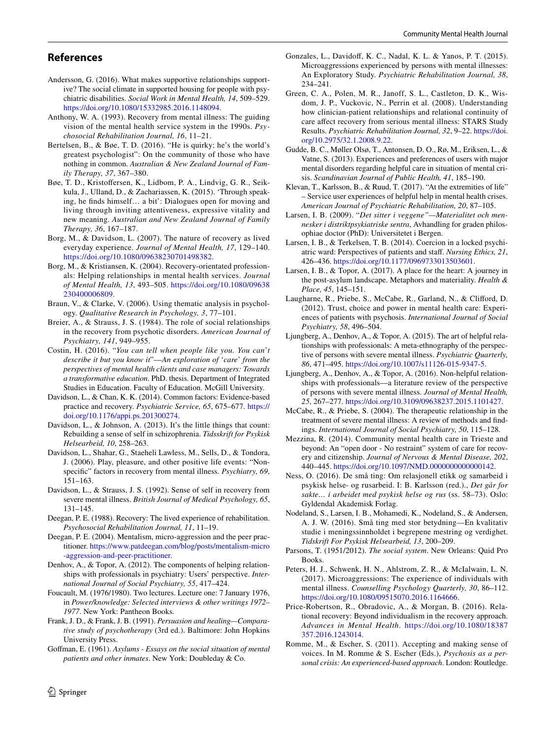## References

Andersson, G. (2016). What makes supportive relationships supportive? The social climate in supported housing for people with psychiatric disabilities. *Social Work in Mental Health, 14*, 509–529. https://doi.org/10.1080/15332985.2016.1148094.

Anthony, W. A. (1993). Recovery from mental illness: The guiding vision of the mental health service system in the 1990s. *Psychosocial Rehabilitation Journal, 16*, 11–21.

Bertelsen, B., & Bøe, T. D. (2016). "He is quirky; he's the world's greatest psychologist": On the community of those who have nothing in common. *Australian & New Zealand Journal of Family Therapy, 37*, 367–380.

Bøe, T. D., Kristoffersen, K., Lidbom, P. A., Lindvig, G. R., Seikkula, J., Ulland, D., & Zachariassen, K. (2015). 'Through speaking, he finds himself… a bit': Dialogues open for moving and living through inviting attentiveness, expressive vitality and new meaning. *Australian and New Zealand Journal of Family Therapy, 36*, 167–187.

Borg, M., & Davidson, L. (2007). The nature of recovery as lived everyday experience. *Journal of Mental Health, 17*, 129–140. https://doi.org/10.1080/09638230701498382.

Borg, M., & Kristiansen, K. (2004). Recovery-orientated professionals: Helping relationships in mental health services. *Journal of Mental Health, 13*, 493–505. https://doi.org/10.1080/09638230400006809.

Braun, V., & Clarke, V. (2006). Using thematic analysis in psychology. *Qualitative Research in Psychology, 3*, 77–101.

Breier, A., & Strauss, J. S. (1984). The role of social relationships in the recovery from psychotic disorders. *American Journal of Psychiatry, 141*, 949–955.

Costin, H. (2016). "*You can tell when people like you. You can't describe it but you know it*"*—An exploration of 'care' from the perspectives of mental health clients and case managers: Towards a transformative education*. PhD. thesis. Department of Integrated Studies in Education. Faculty of Education. McGill University.

Davidson, L., & Chan, K. K. (2014). Common factors: Evidence-based practice and recovery. *Psychiatric Service, 65*, 675–677. https://doi.org/10.1176/appi.ps.201300274.

Davidson, L., & Johnson, A. (2013). It's the little things that count: Rebuilding a sense of self in schizophrenia. *Tidsskrift for Psykisk Helsearbeid, 10*, 258–263.

Davidson, L., Shahar, G., Staeheli Lawless, M., Sells, D., & Tondora, J. (2006). Play, pleasure, and other positive life events: "Non-specific" factors in recovery from mental illness. *Psychiatry, 69*, 151–163.

Davidson, L., & Strauss, J. S. (1992). Sense of self in recovery from severe mental illness. *British Journal of Medical Psychology, 65*, 131–145.

Deegan, P. E. (1988). Recovery: The lived experience of rehabilitation. *Psychosocial Rehabilitation Journal, 11*, 11–19.

Deegan, P. E. (2004). Mentalism, micro-aggression and the peer practitioner. https://www.patdeegan.com/blog/posts/mentalism-micro-aggression-and-peer-practitioner.

Denhov, A., & Topor, A. (2012). The components of helping relationships with professionals in psychiatry: Users' perspective. *International Journal of Social Psychiatry, 55*, 417–424.

Foucault, M. (1976/1980). Two lectures. Lecture one: 7 January 1976, in *Power/knowledge: Selected interviews & other writings 1972–1977*. New York: Pantheon Books.

Frank, J. D., & Frank, J. B. (1991). *Persuasion and healing—Comparative study of psychotherapy* (3rd ed.). Baltimore: John Hopkins University Press.

Goffman, E. (1961). *Asylums - Essays on the social situation of mental patients and other inmates*. New York: Doubleday & Co.

Gonzales, L., Davidoff, K. C., Nadal, K. L. & Yanos, P. T. (2015). Microaggressions experienced by persons with mental illnesses: An Exploratory Study. *Psychiatric Rehabilitation Journal, 38*, 234–241.

Green, C. A., Polen, M. R., Janoff, S. L., Castleton, D. K., Wisdom, J. P., Vuckovic, N., Perrin et al. (2008). Understanding how clinician-patient relationships and relational continuity of care affect recovery from serious mental illness: STARS Study Results. *Psychiatric Rehabilitation Journal, 32*, 9–22. https://doi.org/10.2975/32.1.2008.9.22.

Gudde, B. C., Møller Olsø, T., Antonsen, D. O., Rø, M., Eriksen, L., & Vatne, S. (2013). Experiences and preferences of users with major mental disorders regarding helpful care in situation of mental crisis. *Scandinavian Journal of Public Health, 41*, 185–190.

Klevan, T., Karlsson, B., & Ruud, T. (2017). "At the extremities of life" – Service user experiences of helpful help in mental health crises. *American Journal of Psychiatric Rehabilitation, 20*, 87–105.

Larsen, I. B. (2009). "*Det sitter i veggene"—Materialitet och mennesker i distriktpsykiatriske sentra*, Avhandling for graden philosophiae doctor (PhD): Universitetet i Bergen.

Larsen, I. B., & Terkelsen, T. B. (2014). Coercion in a locked psychiatric ward: Perspectives of patients and staff. *Nursing Ethics, 21*, 426–436. https://doi.org/10.1177/0969733013503601.

Larsen, I. B., & Topor, A. (2017). A place for the heart: A journey in the post-asylum landscape. Metaphors and materiality. *Health & Place, 45*, 145–151.

Laugharne, R., Priebe, S., McCabe, R., Garland, N., & Clifford, D. (2012). Trust, choice and power in mental health care: Experiences of patients with psychosis. *International Journal of Social Psychiatry, 58*, 496–504.

Ljungberg, A., Denhov, A., & Topor, A. (2015). The art of helpful relationships with professionals: A meta-ethnography of the perspective of persons with severe mental illness. *Psychiatric Quarterly, 86*, 471–495. https://doi.org/10.1007/s11126-015-9347-5.

Ljungberg, A., Denhov, A., & Topor, A. (2016). Non-helpful relationships with professionals—a literature review of the perspective of persons with severe mental illness. *Journal of Mental Health, 25*, 267–277. https://doi.org/10.3109/09638237.2015.1101427.

McCabe, R., & Priebe, S. (2004). The therapeutic relationship in the treatment of severe mental illness: A review of methods and findings. *International Journal of Social Psychiatry, 50*, 115–128.

Mezzina, R. (2014). Community mental health care in Trieste and beyond: An "open door - No restraint" system of care for recovery and citizenship. *Journal of Nervous & Mental Disease, 202*, 440–445. https://doi.org/10.1097/NMD.0000000000000142.

Ness, O. (2016). De små ting: Om relasjonell etikk og samarbeid i psykisk helse- og rusarbeid. I: B. Karlsson (red.)., *Det går for sakte… i arbeidet med psykisk helse og rus* (ss. 58–73). Oslo: Gyldendal Akademisk Forlag.

Nodeland, S., Larsen, I. B., Mohamedi, K., Nodeland, S., & Andersen, A. J. W. (2016). Små ting med stor betydning—En kvalitativ studie i meningssinnholdet i begrepene mestring og verdighet. *Tidskrift For Psykisk Helsearbeid, 13*, 200–209.

Parsons, T. (1951/2012). *The social system*. New Orleans: Quid Pro Books.

Peters, H. J., Schwenk, H. N., Ahlstrom, Z. R., & McIalwain, L. N. (2017). Microaggressions: The experience of individuals with mental illness. *Counselling Psychology Quarterly, 30*, 86–112. https://doi.org/10.1080/09515070.2016.1164666.

Price-Robertson, R., Obradovic, A., & Morgan, B. (2016). Relational recovery: Beyond individualism in the recovery approach. *Advances in Mental Health*. https://doi.org/10.1080/18387357.2016.1243014.

Romme, M., & Escher, S. (2011). Accepting and making sense of voices. In M. Romme & S. Escher (Eds.), *Psychosis as a personal crisis: An experienced-based approach*. London: Routledge.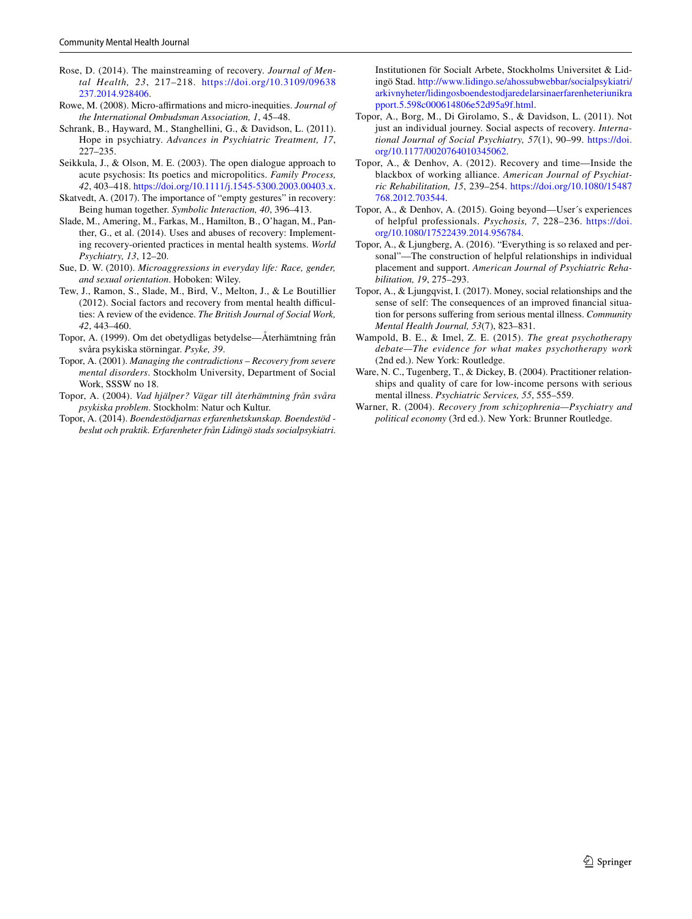Rose, D. (2014). The mainstreaming of recovery. *Journal of Mental Health, 23*, 217–218. https://doi.org/10.3109/09638237.2014.928406.

Rowe, M. (2008). Micro-affirmations and micro-inequities. *Journal of the International Ombudsman Association, 1*, 45–48.

Schrank, B., Hayward, M., Stanghellini, G., & Davidson, L. (2011). Hope in psychiatry. *Advances in Psychiatric Treatment, 17*, 227–235.

Seikkula, J., & Olson, M. E. (2003). The open dialogue approach to acute psychosis: Its poetics and micropolitics. *Family Process, 42*, 403–418. https://doi.org/10.1111/j.1545-5300.2003.00403.x.

Skatvedt, A. (2017). The importance of "empty gestures" in recovery: Being human together. *Symbolic Interaction, 40*, 396–413.

Slade, M., Amering, M., Farkas, M., Hamilton, B., O'hagan, M., Panther, G., et al. (2014). Uses and abuses of recovery: Implementing recovery-oriented practices in mental health systems. *World Psychiatry, 13*, 12–20.

Sue, D. W. (2010). *Microaggressions in everyday life: Race, gender, and sexual orientation*. Hoboken: Wiley.

Tew, J., Ramon, S., Slade, M., Bird, V., Melton, J., & Le Boutillier (2012). Social factors and recovery from mental health difficulties: A review of the evidence. *The British Journal of Social Work, 42*, 443–460.

Topor, A. (1999). Om det obetydligas betydelse—Återhämtning från svåra psykiska störningar. *Psyke, 39*.

Topor, A. (2001). *Managing the contradictions – Recovery from severe mental disorders*. Stockholm University, Department of Social Work, SSSW no 18.

Topor, A. (2004). *Vad hjälper? Vägar till återhämtning från svåra psykiska problem*. Stockholm: Natur och Kultur.

Topor, A. (2014). *Boendestödjarnas erfarenhetskunskap. Boendestöd - beslut och praktik. Erfarenheter från Lidingö stads socialpsykiatri.* Institutionen för Socialt Arbete, Stockholms Universitet & Lidingö Stad. http://www.lidingo.se/ahossubwebbar/socialpsykiatri/arkivnyheter/lidingosboendestodjaredelarsinaerfarenheteriunikrapport.5.598c000614806e52d95a9f.html.

Topor, A., Borg, M., Di Girolamo, S., & Davidson, L. (2011). Not just an individual journey. Social aspects of recovery. *International Journal of Social Psychiatry, 57*(1), 90–99. https://doi.org/10.1177/0020764010345062.

Topor, A., & Denhov, A. (2012). Recovery and time—Inside the blackbox of working alliance. *American Journal of Psychiatric Rehabilitation, 15*, 239–254. https://doi.org/10.1080/15487768.2012.703544.

Topor, A., & Denhov, A. (2015). Going beyond—User´s experiences of helpful professionals. *Psychosis, 7*, 228–236. https://doi.org/10.1080/17522439.2014.956784.

Topor, A., & Ljungberg, A. (2016). "Everything is so relaxed and personal"—The construction of helpful relationships in individual placement and support. *American Journal of Psychiatric Rehabilitation, 19*, 275–293.

Topor, A., & Ljungqvist, I. (2017). Money, social relationships and the sense of self: The consequences of an improved financial situation for persons suffering from serious mental illness. *Community Mental Health Journal, 53*(7), 823–831.

Wampold, B. E., & Imel, Z. E. (2015). *The great psychotherapy debate—The evidence for what makes psychotherapy work* (2nd ed.). New York: Routledge.

Ware, N. C., Tugenberg, T., & Dickey, B. (2004). Practitioner relationships and quality of care for low-income persons with serious mental illness. *Psychiatric Services, 55*, 555–559.

Warner, R. (2004). *Recovery from schizophrenia—Psychiatry and political economy* (3rd ed.). New York: Brunner Routledge.